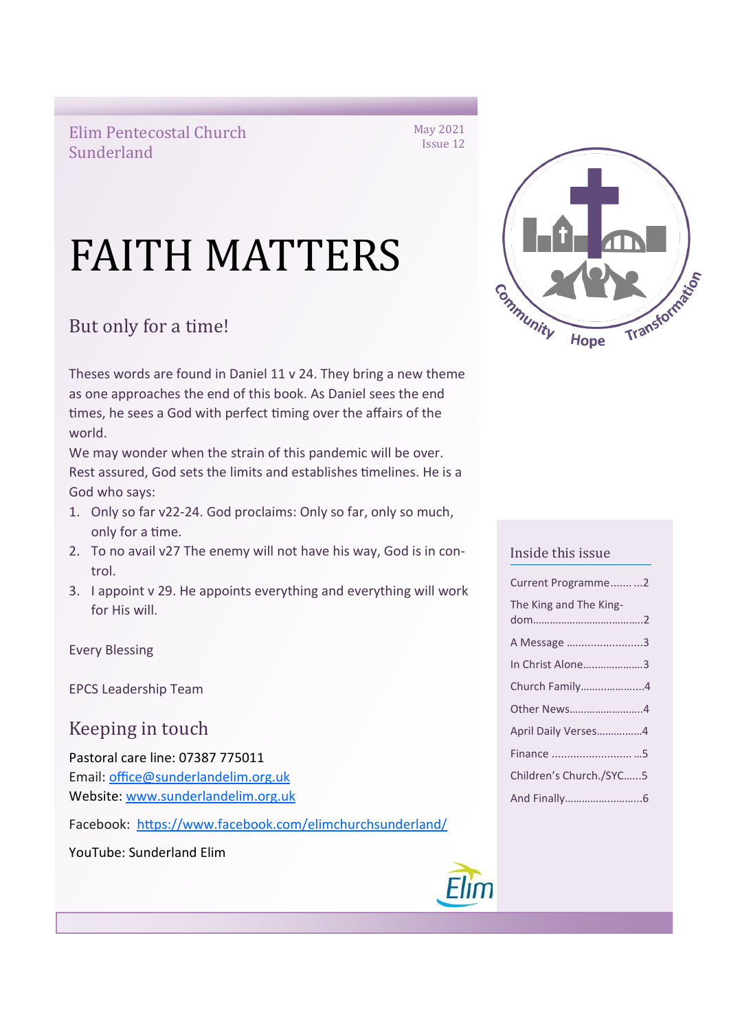Elim Pentecostal Church Sunderland

May 2021
Issue 12

# FAITH MATTERS

## But only for a time!

Theses words are found in Daniel 11 v 24. They bring a new theme as one approaches the end of this book. As Daniel sees the end times, he sees a God with perfect timing over the affairs of the world.

We may wonder when the strain of this pandemic will be over. Rest assured, God sets the limits and establishes timelines. He is a God who says:

1. Only so far v22-24. God proclaims: Only so far, only so much, only for a time.
2. To no avail v27 The enemy will not have his way, God is in control.
3. I appoint v 29. He appoints everything and everything will work for His will.

Every Blessing

EPCS Leadership Team

## Keeping in touch

Pastoral care line: 07387 775011
Email: office@sunderlandelim.org.uk
Website: www.sunderlandelim.org.uk

Facebook: https://www.facebook.com/elimchurchsunderland/

YouTube: Sunderland Elim

Community Hope Transformation

### Inside this issue

- Current Programme....... ...2
- The King and The Kingdom.....................................2
- A Message .........................3
- In Christ Alone....................3
- Church Family.....................4
- Other News.........................4
- April Daily Verses................4
- Finance .......................... ...5
- Children's Church./SYC......5
- And Finally..........................6

Elim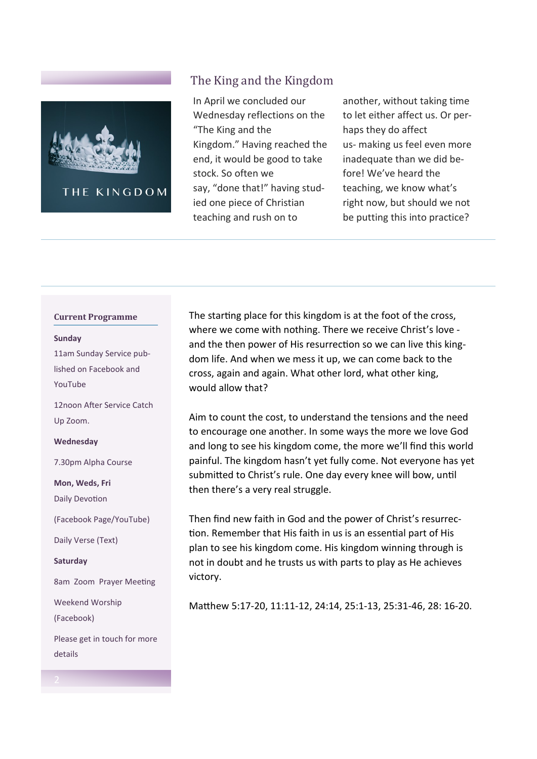## The King and the Kingdom

In April we concluded our Wednesday reflections on the "The King and the Kingdom." Having reached the end, it would be good to take stock. So often we say, "done that!" having studied one piece of Christian teaching and rush on to another, without taking time to let either affect us. Or perhaps they do affect us- making us feel even more inadequate than we did before! We've heard the teaching, we know what's right now, but should we not be putting this into practice?

The starting place for this kingdom is at the foot of the cross, where we come with nothing. There we receive Christ's love - and the then power of His resurrection so we can live this kingdom life. And when we mess it up, we can come back to the cross, again and again. What other lord, what other king, would allow that?

Aim to count the cost, to understand the tensions and the need to encourage one another. In some ways the more we love God and long to see his kingdom come, the more we'll find this world painful. The kingdom hasn't yet fully come. Not everyone has yet submitted to Christ's rule. One day every knee will bow, until then there's a very real struggle.

Then find new faith in God and the power of Christ's resurrection. Remember that His faith in us is an essential part of His plan to see his kingdom come. His kingdom winning through is not in doubt and he trusts us with parts to play as He achieves victory.

Matthew 5:17-20, 11:11-12, 24:14, 25:1-13, 25:31-46, 28: 16-20.

### Current Programme

**Sunday**

11am Sunday Service published on Facebook and YouTube

12noon After Service Catch Up Zoom.

**Wednesday**

7.30pm Alpha Course

**Mon, Weds, Fri**

Daily Devotion

(Facebook Page/YouTube)

Daily Verse (Text)

**Saturday**

8am Zoom Prayer Meeting

Weekend Worship (Facebook)

Please get in touch for more details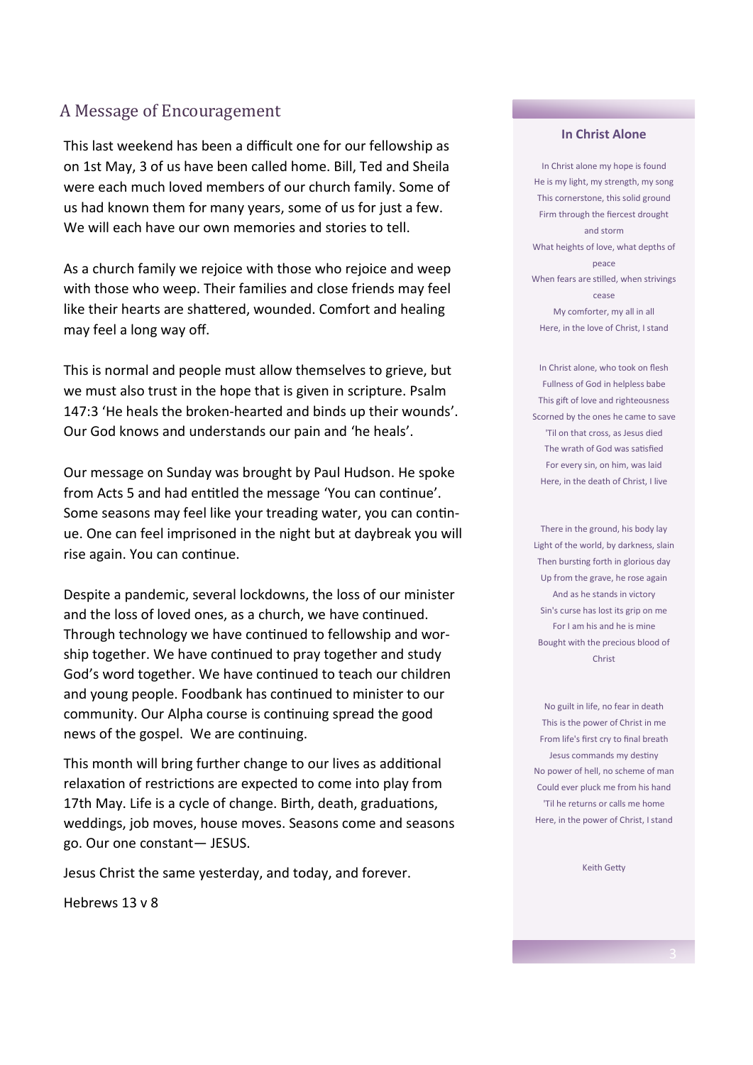## A Message of Encouragement

This last weekend has been a difficult one for our fellowship as on 1st May, 3 of us have been called home. Bill, Ted and Sheila were each much loved members of our church family. Some of us had known them for many years, some of us for just a few. We will each have our own memories and stories to tell.

As a church family we rejoice with those who rejoice and weep with those who weep. Their families and close friends may feel like their hearts are shattered, wounded. Comfort and healing may feel a long way off.

This is normal and people must allow themselves to grieve, but we must also trust in the hope that is given in scripture. Psalm 147:3 'He heals the broken-hearted and binds up their wounds'. Our God knows and understands our pain and 'he heals'.

Our message on Sunday was brought by Paul Hudson. He spoke from Acts 5 and had entitled the message 'You can continue'. Some seasons may feel like your treading water, you can continue. One can feel imprisoned in the night but at daybreak you will rise again. You can continue.

Despite a pandemic, several lockdowns, the loss of our minister and the loss of loved ones, as a church, we have continued. Through technology we have continued to fellowship and worship together. We have continued to pray together and study God's word together. We have continued to teach our children and young people. Foodbank has continued to minister to our community. Our Alpha course is continuing spread the good news of the gospel. We are continuing.

This month will bring further change to our lives as additional relaxation of restrictions are expected to come into play from 17th May. Life is a cycle of change. Birth, death, graduations, weddings, job moves, house moves. Seasons come and seasons go. Our one constant— JESUS.

Jesus Christ the same yesterday, and today, and forever.

Hebrews 13 v 8

### In Christ Alone

In Christ alone my hope is found
He is my light, my strength, my song
This cornerstone, this solid ground
Firm through the fiercest drought and storm
What heights of love, what depths of peace
When fears are stilled, when strivings cease
My comforter, my all in all
Here, in the love of Christ, I stand

In Christ alone, who took on flesh
Fullness of God in helpless babe
This gift of love and righteousness
Scorned by the ones he came to save
'Til on that cross, as Jesus died
The wrath of God was satisfied
For every sin, on him, was laid
Here, in the death of Christ, I live

There in the ground, his body lay
Light of the world, by darkness, slain
Then bursting forth in glorious day
Up from the grave, he rose again
And as he stands in victory
Sin's curse has lost its grip on me
For I am his and he is mine
Bought with the precious blood of Christ

No guilt in life, no fear in death
This is the power of Christ in me
From life's first cry to final breath
Jesus commands my destiny
No power of hell, no scheme of man
Could ever pluck me from his hand
'Til he returns or calls me home
Here, in the power of Christ, I stand

Keith Getty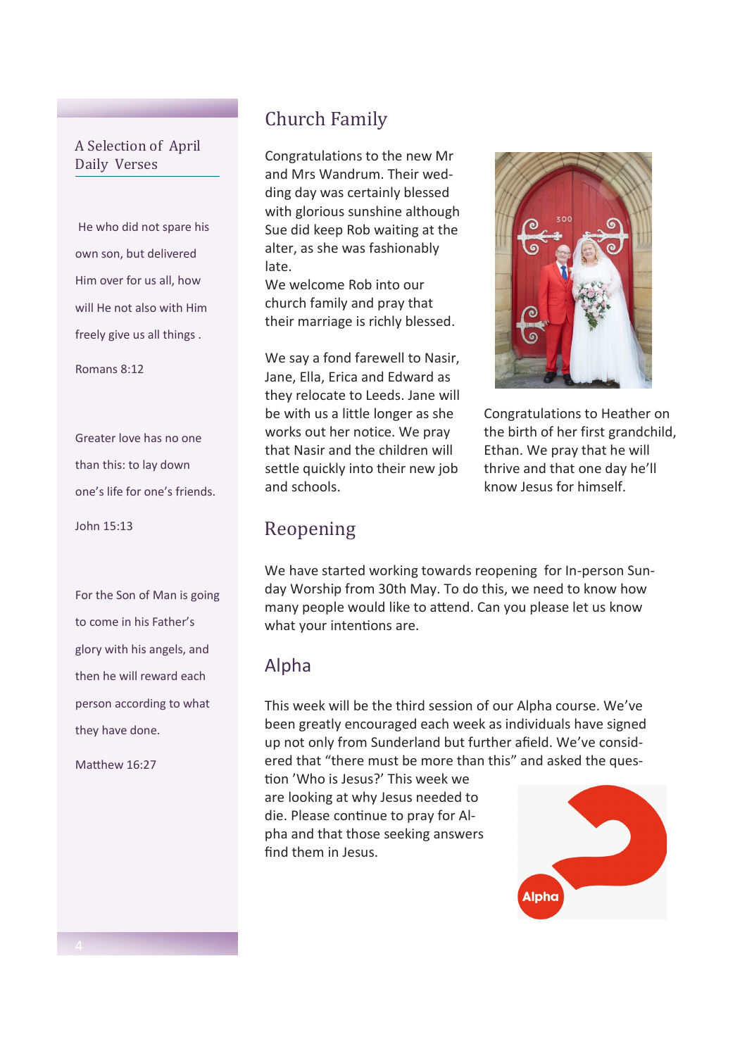## A Selection of April Daily Verses

He who did not spare his own son, but delivered Him over for us all, how will He not also with Him freely give us all things .

Romans 8:12

Greater love has no one than this: to lay down one's life for one's friends.

John 15:13

For the Son of Man is going to come in his Father's glory with his angels, and then he will reward each person according to what they have done.

Matthew 16:27

# Church Family

Congratulations to the new Mr and Mrs Wandrum. Their wedding day was certainly blessed with glorious sunshine although Sue did keep Rob waiting at the alter, as she was fashionably late.
We welcome Rob into our church family and pray that their marriage is richly blessed.

We say a fond farewell to Nasir, Jane, Ella, Erica and Edward as they relocate to Leeds. Jane will be with us a little longer as she works out her notice. We pray that Nasir and the children will settle quickly into their new job and schools.

Congratulations to Heather on the birth of her first grandchild, Ethan. We pray that he will thrive and that one day he'll know Jesus for himself.

# Reopening

We have started working towards reopening for In-person Sunday Worship from 30th May. To do this, we need to know how many people would like to attend. Can you please let us know what your intentions are.

# Alpha

This week will be the third session of our Alpha course. We've been greatly encouraged each week as individuals have signed up not only from Sunderland but further afield. We've considered that "there must be more than this" and asked the question 'Who is Jesus?' This week we are looking at why Jesus needed to die. Please continue to pray for Alpha and that those seeking answers find them in Jesus.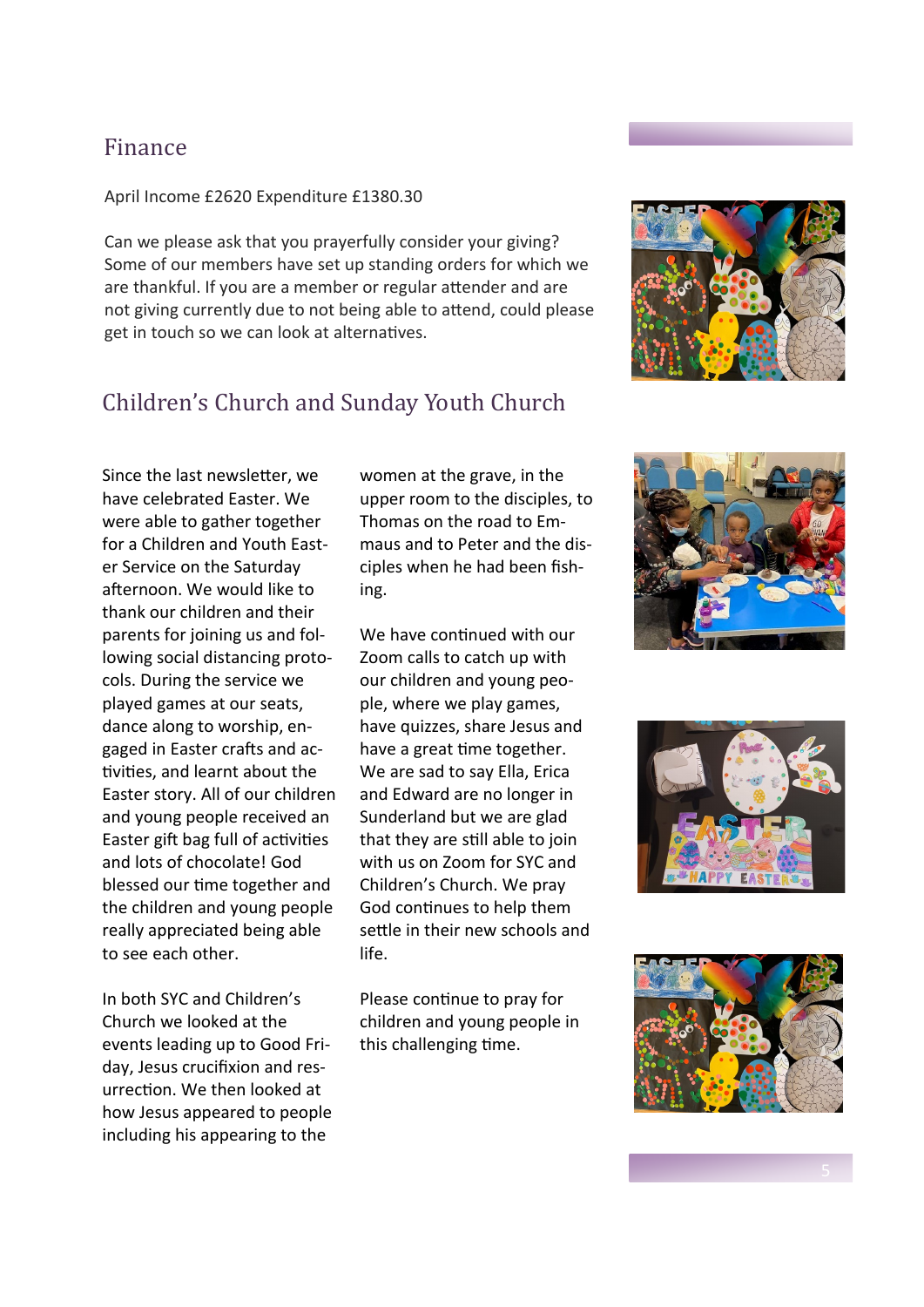## Finance

April Income £2620 Expenditure £1380.30

Can we please ask that you prayerfully consider your giving? Some of our members have set up standing orders for which we are thankful. If you are a member or regular attender and are not giving currently due to not being able to attend, could please get in touch so we can look at alternatives.

## Children's Church and Sunday Youth Church

Since the last newsletter, we have celebrated Easter. We were able to gather together for a Children and Youth Easter Service on the Saturday afternoon. We would like to thank our children and their parents for joining us and following social distancing protocols. During the service we played games at our seats, dance along to worship, engaged in Easter crafts and activities, and learnt about the Easter story. All of our children and young people received an Easter gift bag full of activities and lots of chocolate! God blessed our time together and the children and young people really appreciated being able to see each other.

In both SYC and Children's Church we looked at the events leading up to Good Friday, Jesus crucifixion and resurrection. We then looked at how Jesus appeared to people including his appearing to the women at the grave, in the upper room to the disciples, to Thomas on the road to Emmaus and to Peter and the disciples when he had been fishing.

We have continued with our Zoom calls to catch up with our children and young people, where we play games, have quizzes, share Jesus and have a great time together. We are sad to say Ella, Erica and Edward are no longer in Sunderland but we are glad that they are still able to join with us on Zoom for SYC and Children's Church. We pray God continues to help them settle in their new schools and life.

Please continue to pray for children and young people in this challenging time.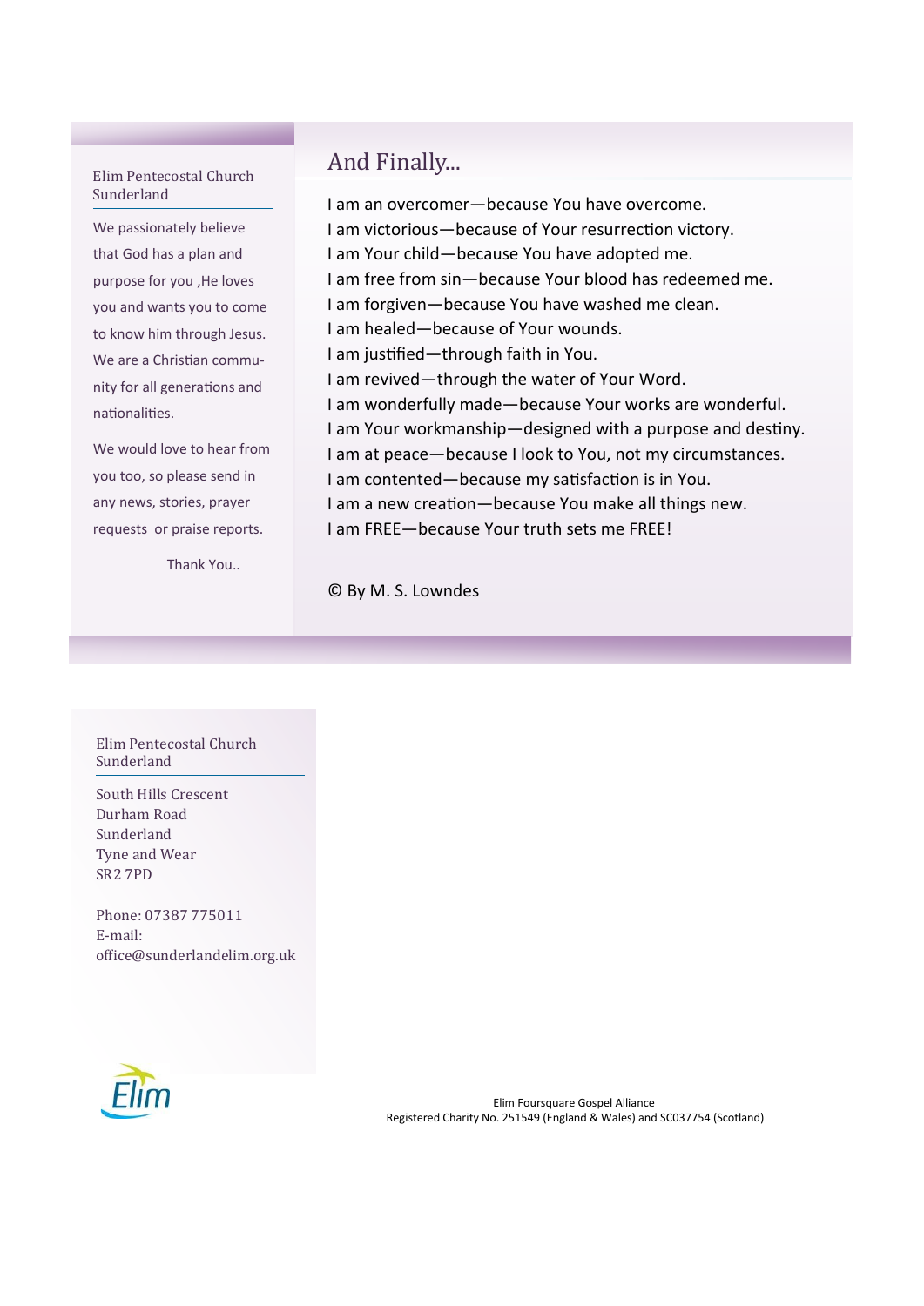Elim Pentecostal Church Sunderland

We passionately believe that God has a plan and purpose for you ,He loves you and wants you to come to know him through Jesus. We are a Christian community for all generations and nationalities.

We would love to hear from you too, so please send in any news, stories, prayer requests or praise reports.

Thank You..

## And Finally...

I am an overcomer—because You have overcome.
I am victorious—because of Your resurrection victory.
I am Your child—because You have adopted me.
I am free from sin—because Your blood has redeemed me.
I am forgiven—because You have washed me clean.
I am healed—because of Your wounds.
I am justified—through faith in You.
I am revived—through the water of Your Word.
I am wonderfully made—because Your works are wonderful.
I am Your workmanship—designed with a purpose and destiny.
I am at peace—because I look to You, not my circumstances.
I am contented—because my satisfaction is in You.
I am a new creation—because You make all things new.
I am FREE—because Your truth sets me FREE!

© By M. S. Lowndes

Elim Pentecostal Church Sunderland

South Hills Crescent
Durham Road
Sunderland
Tyne and Wear
SR2 7PD

Phone: 07387 775011
E-mail:
office@sunderlandelim.org.uk

Elim

Elim Foursquare Gospel Alliance
Registered Charity No. 251549 (England & Wales) and SC037754 (Scotland)